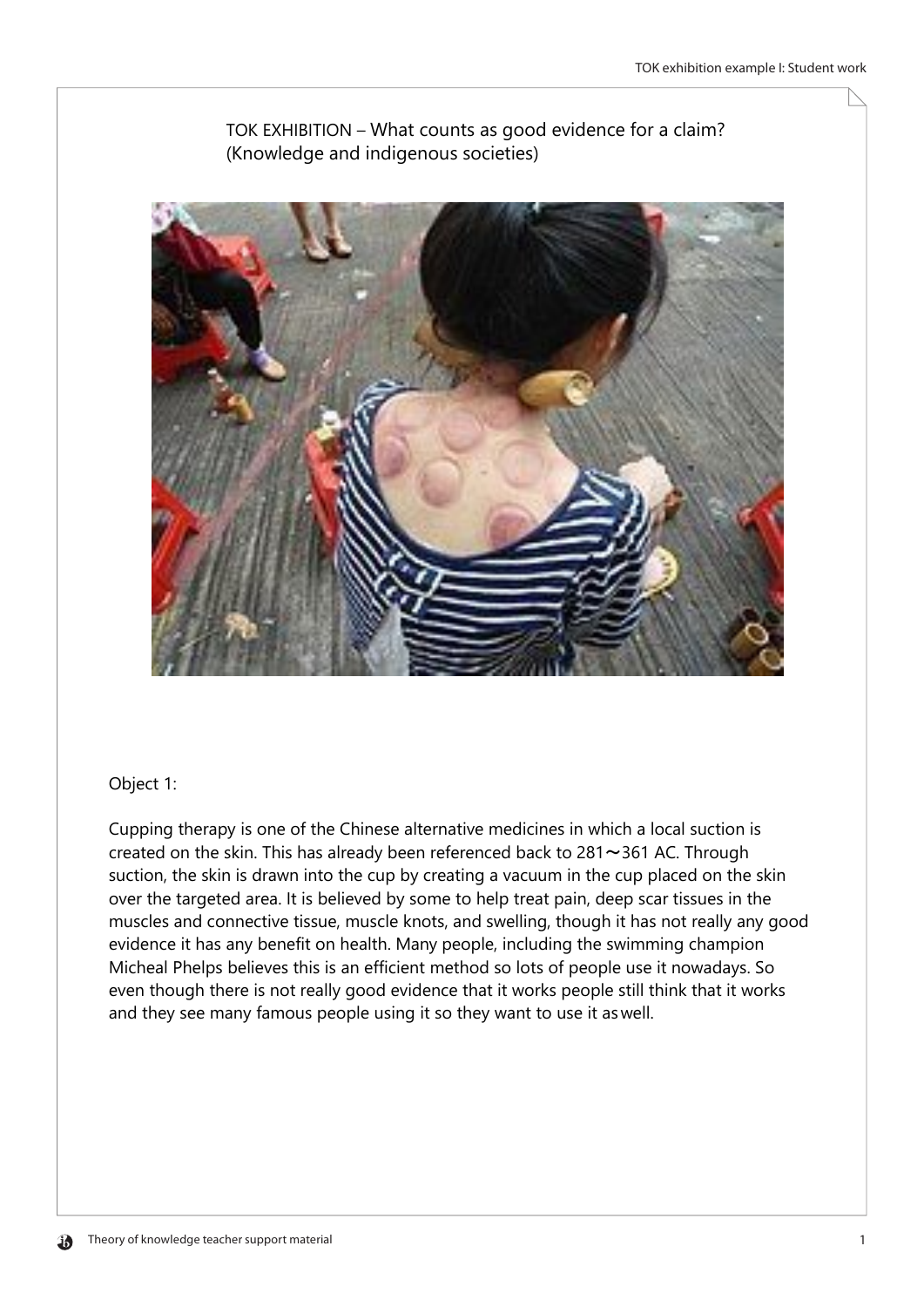TOK EXHIBITION – What counts as good evidence for a claim? (Knowledge and indigenous societies)

Object 1:

Cupping therapy is one of the Chinese alternative medicines in which a local suction is created on the skin. This has already been referenced back to 281～361 AC. Through suction, the skin is drawn into the cup by creating a vacuum in the cup placed on the skin over the targeted area. It is believed by some to help treat pain, deep scar tissues in the muscles and connective tissue, muscle knots, and swelling, though it has not really any good evidence it has any benefit on health. Many people, including the swimming champion Micheal Phelps believes this is an efficient method so lots of people use it nowadays. So even though there is not really good evidence that it works people still think that it works and they see many famous people using it so they want to use it as well.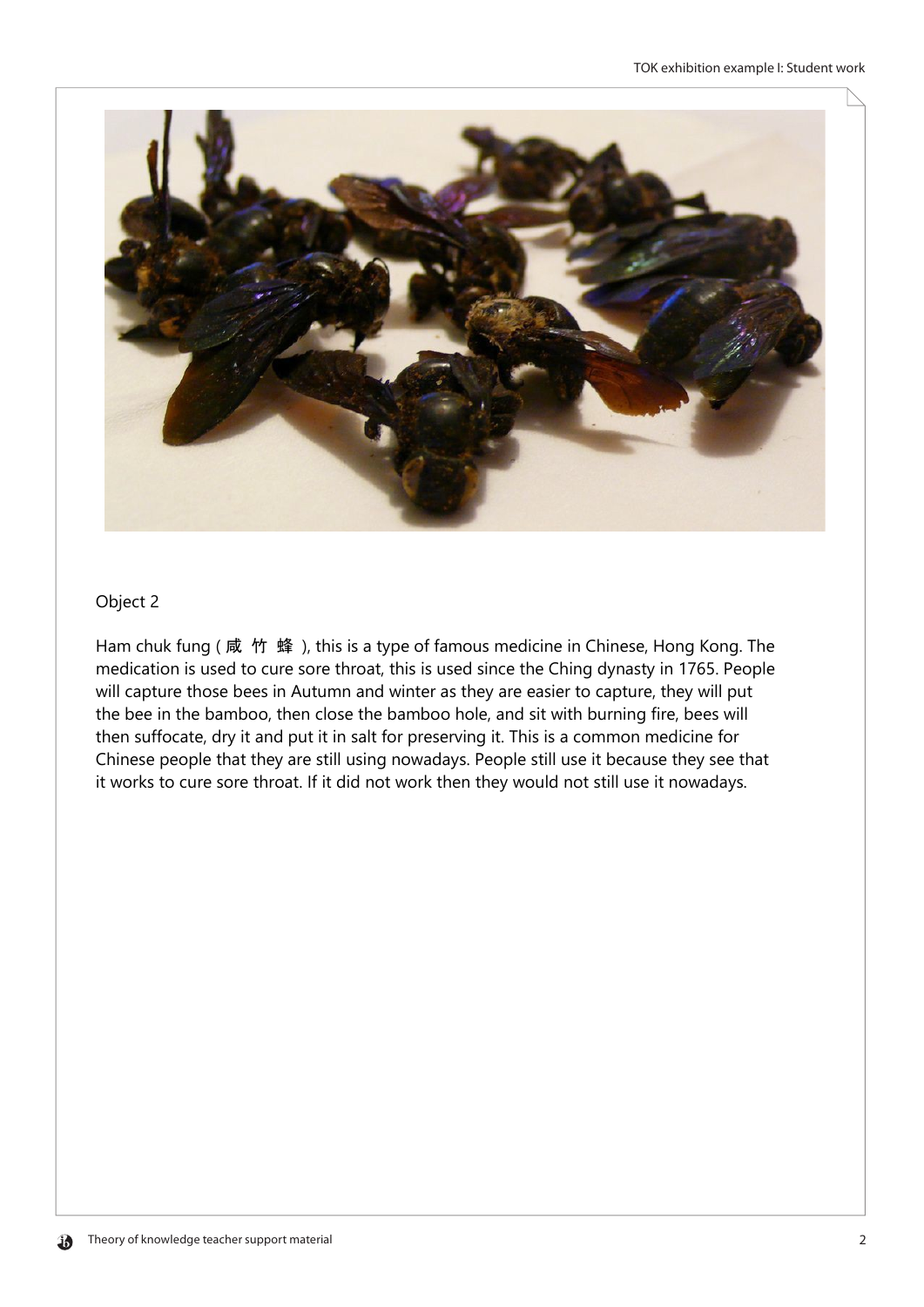Object 2

Ham chuk fung ( 咸 竹 蜂 ), this is a type of famous medicine in Chinese, Hong Kong. The medication is used to cure sore throat, this is used since the Ching dynasty in 1765. People will capture those bees in Autumn and winter as they are easier to capture, they will put the bee in the bamboo, then close the bamboo hole, and sit with burning fire, bees will then suffocate, dry it and put it in salt for preserving it. This is a common medicine for Chinese people that they are still using nowadays. People still use it because they see that it works to cure sore throat. If it did not work then they would not still use it nowadays.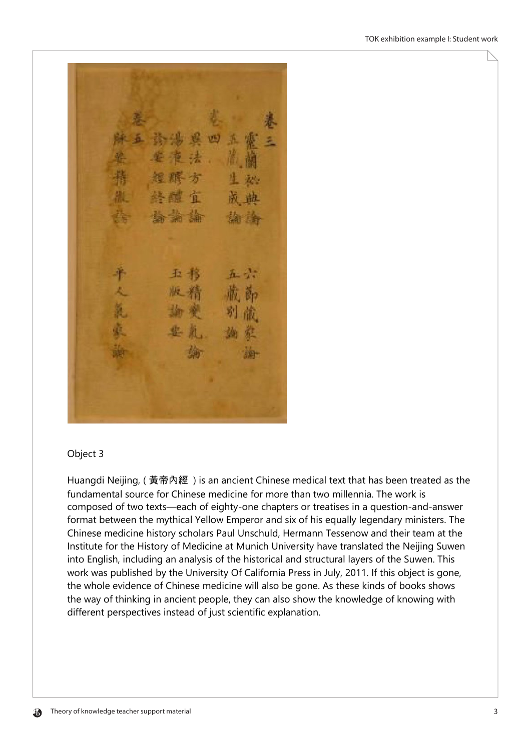Object 3

Huangdi Neijing, (黃帝內經) is an ancient Chinese medical text that has been treated as the fundamental source for Chinese medicine for more than two millennia. The work is composed of two texts—each of eighty-one chapters or treatises in a question-and-answer format between the mythical Yellow Emperor and six of his equally legendary ministers. The Chinese medicine history scholars Paul Unschuld, Hermann Tessenow and their team at the Institute for the History of Medicine at Munich University have translated the Neijing Suwen into English, including an analysis of the historical and structural layers of the Suwen. This work was published by the University Of California Press in July, 2011. If this object is gone, the whole evidence of Chinese medicine will also be gone. As these kinds of books shows the way of thinking in ancient people, they can also show the knowledge of knowing with different perspectives instead of just scientific explanation.